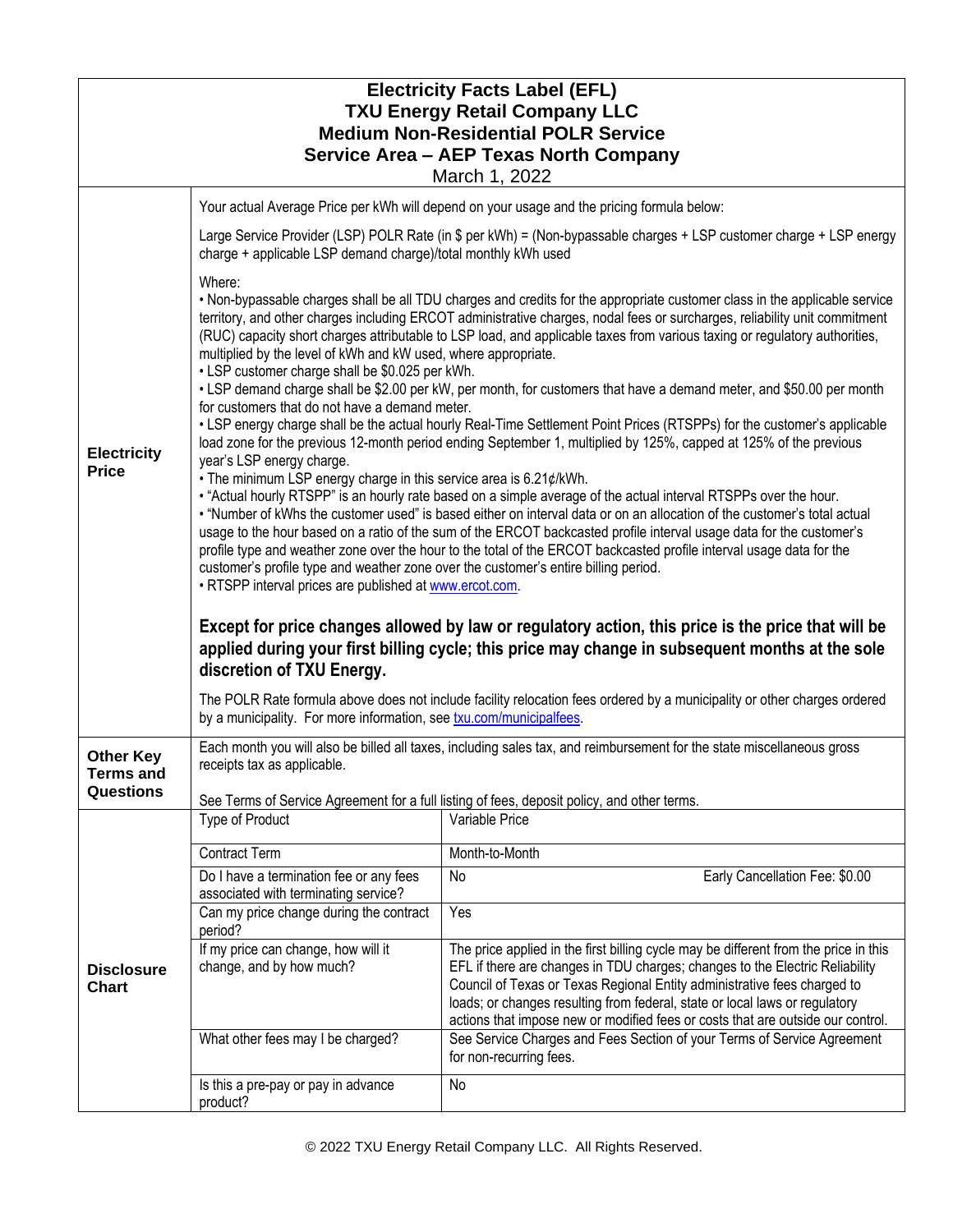# Electricity Facts Label (EFL)
## TXU Energy Retail Company LLC
## Medium Non-Residential POLR Service
## Service Area – AEP Texas North Company

March 1, 2022

### Electricity Price

Your actual Average Price per kWh will depend on your usage and the pricing formula below:

Large Service Provider (LSP) POLR Rate (in $ per kWh) = (Non-bypassable charges + LSP customer charge + LSP energy charge + applicable LSP demand charge)/total monthly kWh used

Where:

- Non-bypassable charges shall be all TDU charges and credits for the appropriate customer class in the applicable service territory, and other charges including ERCOT administrative charges, nodal fees or surcharges, reliability unit commitment (RUC) capacity short charges attributable to LSP load, and applicable taxes from various taxing or regulatory authorities, multiplied by the level of kWh and kW used, where appropriate.
- LSP customer charge shall be $0.025 per kWh.
- LSP demand charge shall be $2.00 per kW, per month, for customers that have a demand meter, and $50.00 per month for customers that do not have a demand meter.
- LSP energy charge shall be the actual hourly Real-Time Settlement Point Prices (RTSPPs) for the customer's applicable load zone for the previous 12-month period ending September 1, multiplied by 125%, capped at 125% of the previous year's LSP energy charge.
- The minimum LSP energy charge in this service area is 6.21¢/kWh.
- "Actual hourly RTSPP" is an hourly rate based on a simple average of the actual interval RTSPPs over the hour.
- "Number of kWhs the customer used" is based either on interval data or on an allocation of the customer's total actual usage to the hour based on a ratio of the sum of the ERCOT backcasted profile interval usage data for the customer's profile type and weather zone over the hour to the total of the ERCOT backcasted profile interval usage data for the customer's profile type and weather zone over the customer's entire billing period.
- RTSPP interval prices are published at www.ercot.com.

**Except for price changes allowed by law or regulatory action, this price is the price that will be applied during your first billing cycle; this price may change in subsequent months at the sole discretion of TXU Energy.**

The POLR Rate formula above does not include facility relocation fees ordered by a municipality or other charges ordered by a municipality. For more information, see txu.com/municipalfees.

### Other Key Terms and Questions

Each month you will also be billed all taxes, including sales tax, and reimbursement for the state miscellaneous gross receipts tax as applicable.

See Terms of Service Agreement for a full listing of fees, deposit policy, and other terms.

### Disclosure Chart

| Question | Answer |
| --- | --- |
| Type of Product | Variable Price |
| Contract Term | Month-to-Month |
| Do I have a termination fee or any fees associated with terminating service? | No — Early Cancellation Fee: $0.00 |
| Can my price change during the contract period? | Yes |
| If my price can change, how will it change, and by how much? | The price applied in the first billing cycle may be different from the price in this EFL if there are changes in TDU charges; changes to the Electric Reliability Council of Texas or Texas Regional Entity administrative fees charged to loads; or changes resulting from federal, state or local laws or regulatory actions that impose new or modified fees or costs that are outside our control. |
| What other fees may I be charged? | See Service Charges and Fees Section of your Terms of Service Agreement for non-recurring fees. |
| Is this a pre-pay or pay in advance product? | No |

© 2022 TXU Energy Retail Company LLC. All Rights Reserved.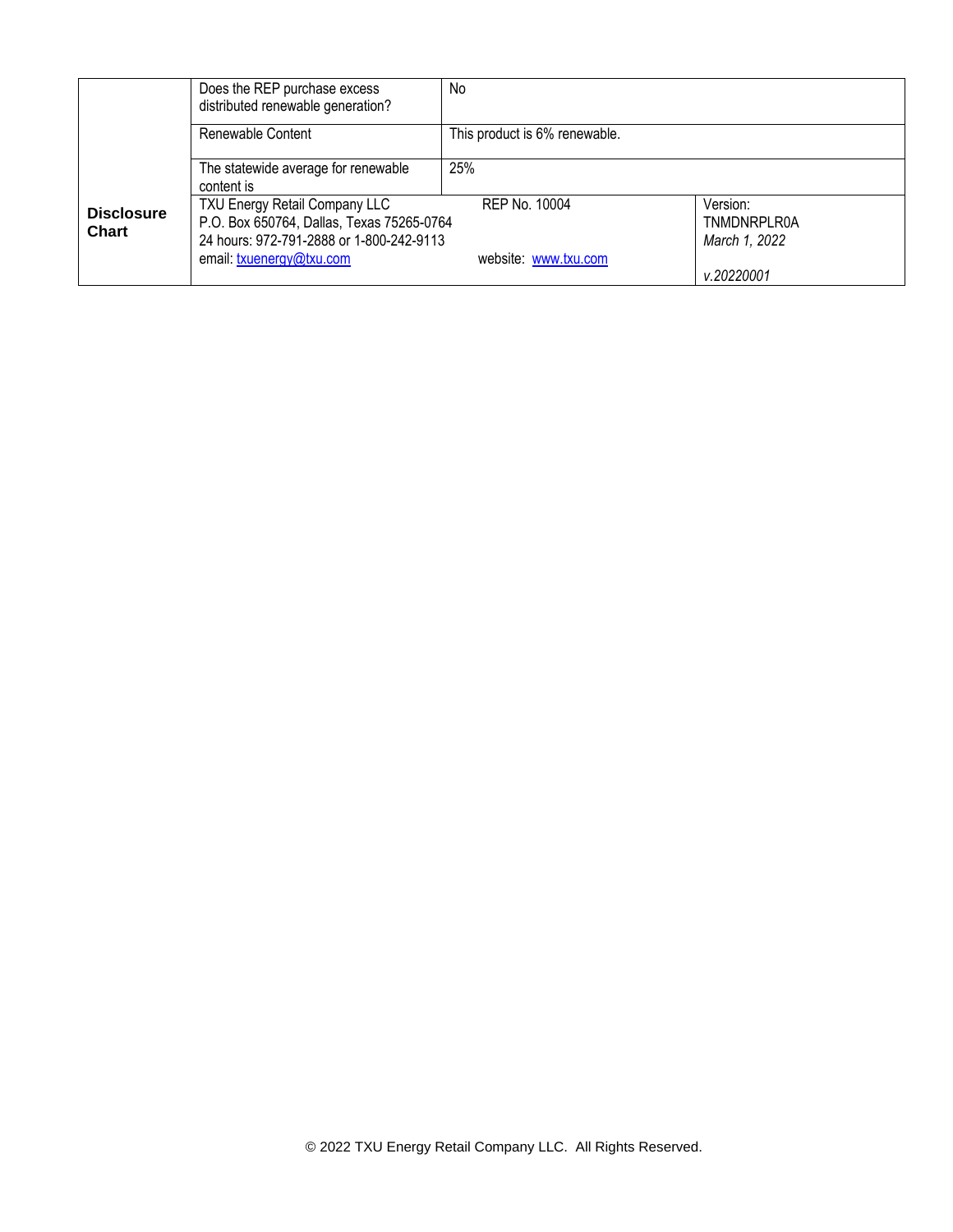| | | | |
|---|---|---|---|
| **Disclosure Chart** | Does the REP purchase excess distributed renewable generation? | No | |
| | Renewable Content | This product is 6% renewable. | |
| | The statewide average for renewable content is | 25% | |
| | TXU Energy Retail Company LLC<br>P.O. Box 650764, Dallas, Texas 75265-0764<br>24 hours: 972-791-2888 or 1-800-242-9113<br>email: txuenergy@txu.com | REP No. 10004<br><br><br>website: www.txu.com | Version:<br>TNMDNRPLR0A<br>*March 1, 2022*<br><br>*v.20220001* |

© 2022 TXU Energy Retail Company LLC. All Rights Reserved.